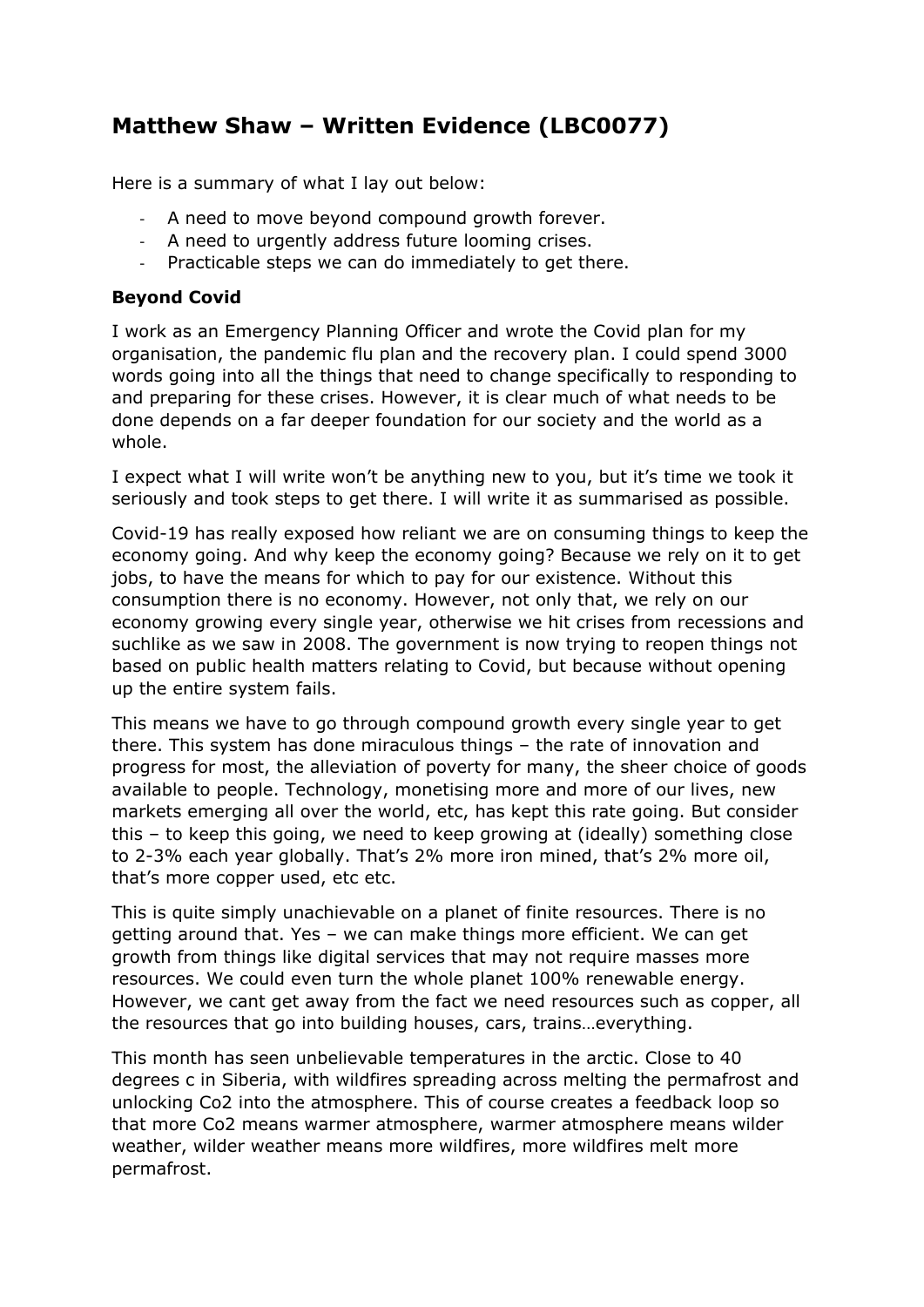# Matthew Shaw – Written Evidence (LBC0077)

Here is a summary of what I lay out below:

- A need to move beyond compound growth forever.
- A need to urgently address future looming crises.
- Practicable steps we can do immediately to get there.

**Beyond Covid**

I work as an Emergency Planning Officer and wrote the Covid plan for my organisation, the pandemic flu plan and the recovery plan. I could spend 3000 words going into all the things that need to change specifically to responding to and preparing for these crises. However, it is clear much of what needs to be done depends on a far deeper foundation for our society and the world as a whole.

I expect what I will write won't be anything new to you, but it's time we took it seriously and took steps to get there. I will write it as summarised as possible.

Covid-19 has really exposed how reliant we are on consuming things to keep the economy going. And why keep the economy going? Because we rely on it to get jobs, to have the means for which to pay for our existence. Without this consumption there is no economy. However, not only that, we rely on our economy growing every single year, otherwise we hit crises from recessions and suchlike as we saw in 2008. The government is now trying to reopen things not based on public health matters relating to Covid, but because without opening up the entire system fails.

This means we have to go through compound growth every single year to get there. This system has done miraculous things – the rate of innovation and progress for most, the alleviation of poverty for many, the sheer choice of goods available to people. Technology, monetising more and more of our lives, new markets emerging all over the world, etc, has kept this rate going. But consider this – to keep this going, we need to keep growing at (ideally) something close to 2-3% each year globally. That's 2% more iron mined, that's 2% more oil, that's more copper used, etc etc.

This is quite simply unachievable on a planet of finite resources. There is no getting around that. Yes – we can make things more efficient. We can get growth from things like digital services that may not require masses more resources. We could even turn the whole planet 100% renewable energy. However, we cant get away from the fact we need resources such as copper, all the resources that go into building houses, cars, trains…everything.

This month has seen unbelievable temperatures in the arctic. Close to 40 degrees c in Siberia, with wildfires spreading across melting the permafrost and unlocking $CO_2$ into the atmosphere. This of course creates a feedback loop so that more $CO_2$ means warmer atmosphere, warmer atmosphere means wilder weather, wilder weather means more wildfires, more wildfires melt more permafrost.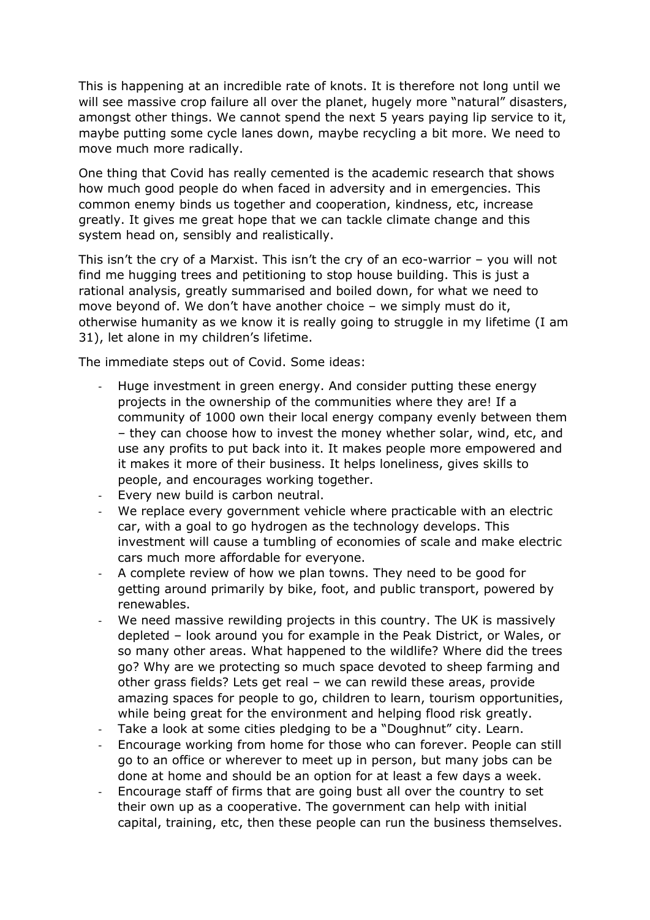This is happening at an incredible rate of knots. It is therefore not long until we will see massive crop failure all over the planet, hugely more "natural" disasters, amongst other things. We cannot spend the next 5 years paying lip service to it, maybe putting some cycle lanes down, maybe recycling a bit more. We need to move much more radically.

One thing that Covid has really cemented is the academic research that shows how much good people do when faced in adversity and in emergencies. This common enemy binds us together and cooperation, kindness, etc, increase greatly. It gives me great hope that we can tackle climate change and this system head on, sensibly and realistically.

This isn't the cry of a Marxist. This isn't the cry of an eco-warrior – you will not find me hugging trees and petitioning to stop house building. This is just a rational analysis, greatly summarised and boiled down, for what we need to move beyond of. We don't have another choice – we simply must do it, otherwise humanity as we know it is really going to struggle in my lifetime (I am 31), let alone in my children's lifetime.

The immediate steps out of Covid. Some ideas:

- Huge investment in green energy. And consider putting these energy projects in the ownership of the communities where they are! If a community of 1000 own their local energy company evenly between them – they can choose how to invest the money whether solar, wind, etc, and use any profits to put back into it. It makes people more empowered and it makes it more of their business. It helps loneliness, gives skills to people, and encourages working together.
- Every new build is carbon neutral.
- We replace every government vehicle where practicable with an electric car, with a goal to go hydrogen as the technology develops. This investment will cause a tumbling of economies of scale and make electric cars much more affordable for everyone.
- A complete review of how we plan towns. They need to be good for getting around primarily by bike, foot, and public transport, powered by renewables.
- We need massive rewilding projects in this country. The UK is massively depleted – look around you for example in the Peak District, or Wales, or so many other areas. What happened to the wildlife? Where did the trees go? Why are we protecting so much space devoted to sheep farming and other grass fields? Lets get real – we can rewild these areas, provide amazing spaces for people to go, children to learn, tourism opportunities, while being great for the environment and helping flood risk greatly.
- Take a look at some cities pledging to be a "Doughnut" city. Learn.
- Encourage working from home for those who can forever. People can still go to an office or wherever to meet up in person, but many jobs can be done at home and should be an option for at least a few days a week.
- Encourage staff of firms that are going bust all over the country to set their own up as a cooperative. The government can help with initial capital, training, etc, then these people can run the business themselves.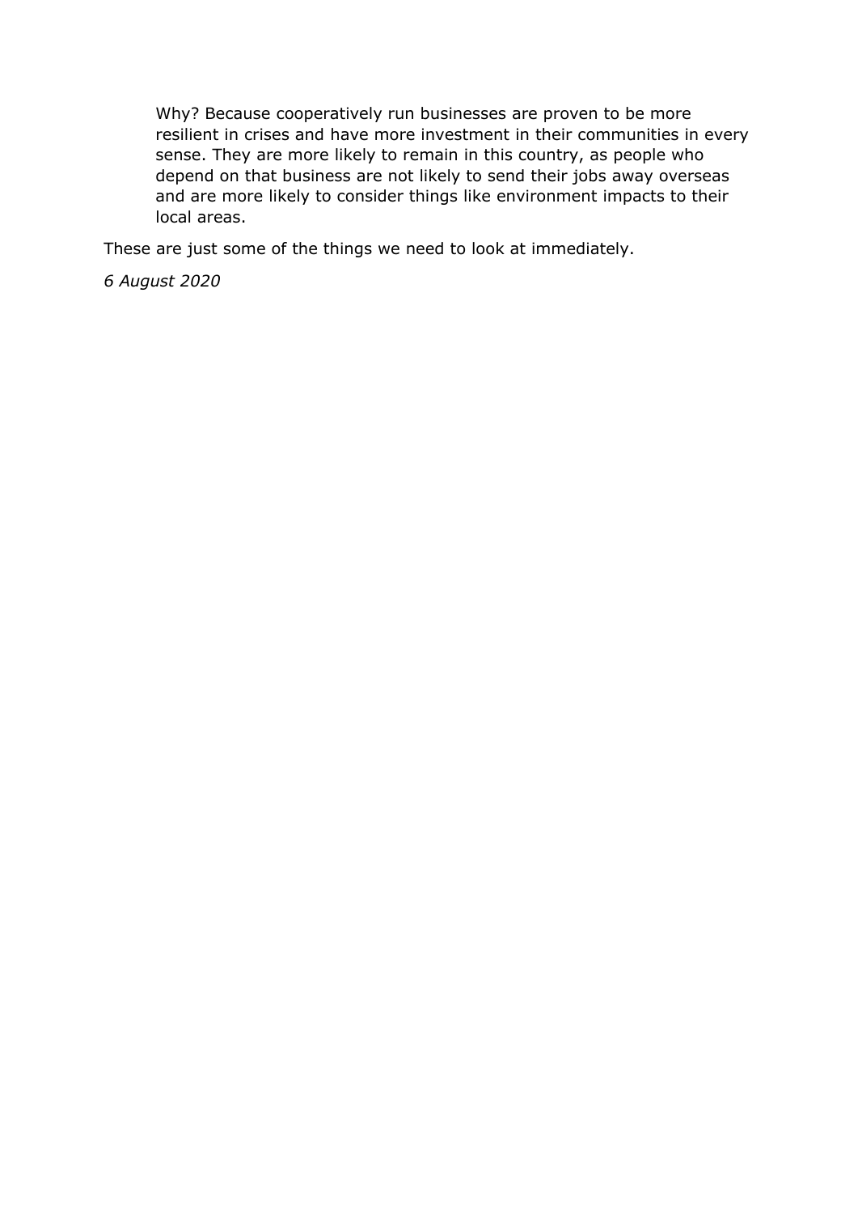> Why? Because cooperatively run businesses are proven to be more resilient in crises and have more investment in their communities in every sense. They are more likely to remain in this country, as people who depend on that business are not likely to send their jobs away overseas and are more likely to consider things like environment impacts to their local areas.

These are just some of the things we need to look at immediately.

*6 August 2020*